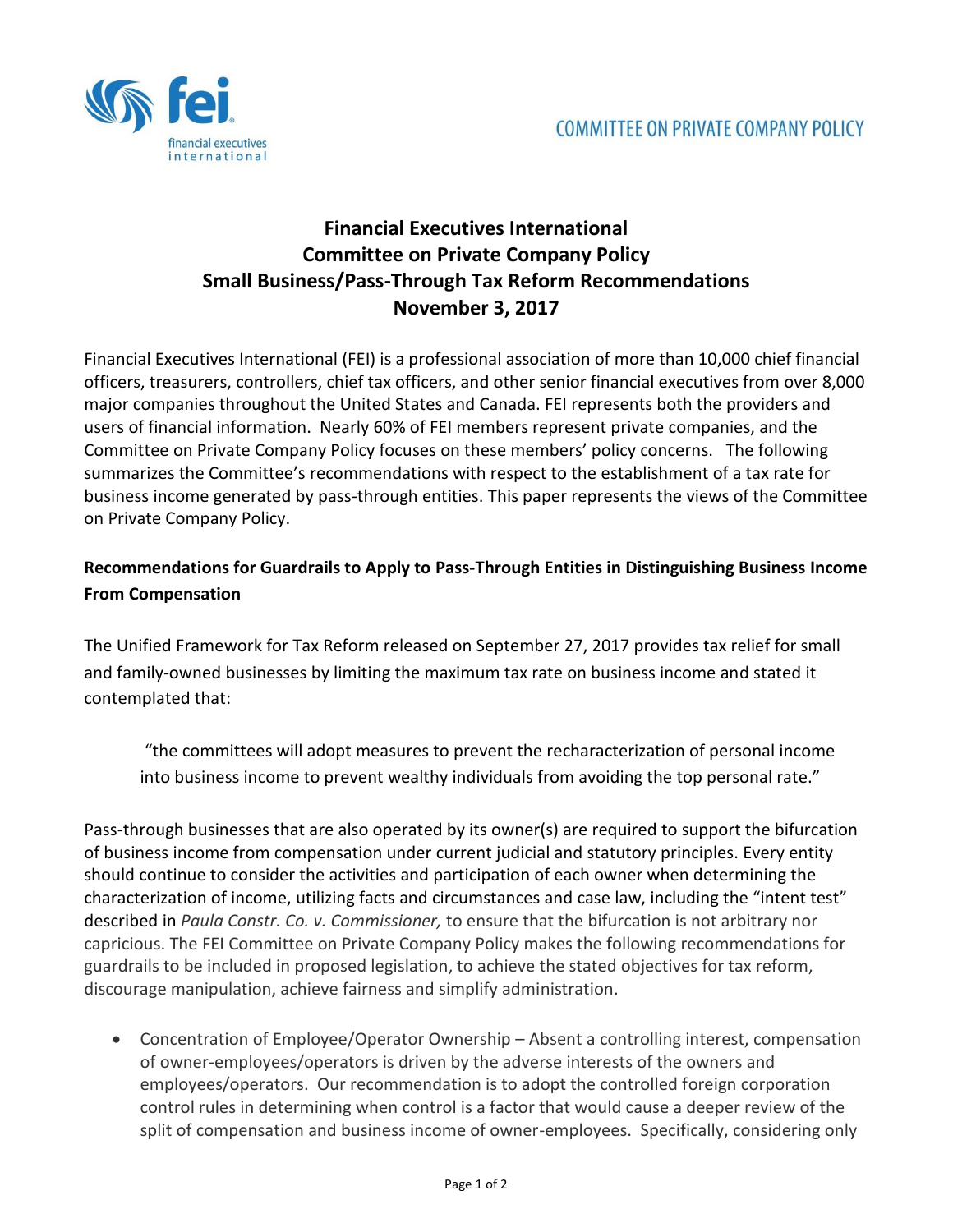COMMITTEE ON PRIVATE COMPANY POLICY

# Financial Executives International
# Committee on Private Company Policy
# Small Business/Pass-Through Tax Reform Recommendations
# November 3, 2017

Financial Executives International (FEI) is a professional association of more than 10,000 chief financial officers, treasurers, controllers, chief tax officers, and other senior financial executives from over 8,000 major companies throughout the United States and Canada. FEI represents both the providers and users of financial information. Nearly 60% of FEI members represent private companies, and the Committee on Private Company Policy focuses on these members' policy concerns. The following summarizes the Committee's recommendations with respect to the establishment of a tax rate for business income generated by pass-through entities. This paper represents the views of the Committee on Private Company Policy.

## Recommendations for Guardrails to Apply to Pass-Through Entities in Distinguishing Business Income From Compensation

The Unified Framework for Tax Reform released on September 27, 2017 provides tax relief for small and family-owned businesses by limiting the maximum tax rate on business income and stated it contemplated that:

> "the committees will adopt measures to prevent the recharacterization of personal income into business income to prevent wealthy individuals from avoiding the top personal rate."

Pass-through businesses that are also operated by its owner(s) are required to support the bifurcation of business income from compensation under current judicial and statutory principles. Every entity should continue to consider the activities and participation of each owner when determining the characterization of income, utilizing facts and circumstances and case law, including the "intent test" described in *Paula Constr. Co. v. Commissioner,* to ensure that the bifurcation is not arbitrary nor capricious. The FEI Committee on Private Company Policy makes the following recommendations for guardrails to be included in proposed legislation, to achieve the stated objectives for tax reform, discourage manipulation, achieve fairness and simplify administration.

- Concentration of Employee/Operator Ownership – Absent a controlling interest, compensation of owner-employees/operators is driven by the adverse interests of the owners and employees/operators. Our recommendation is to adopt the controlled foreign corporation control rules in determining when control is a factor that would cause a deeper review of the split of compensation and business income of owner-employees. Specifically, considering only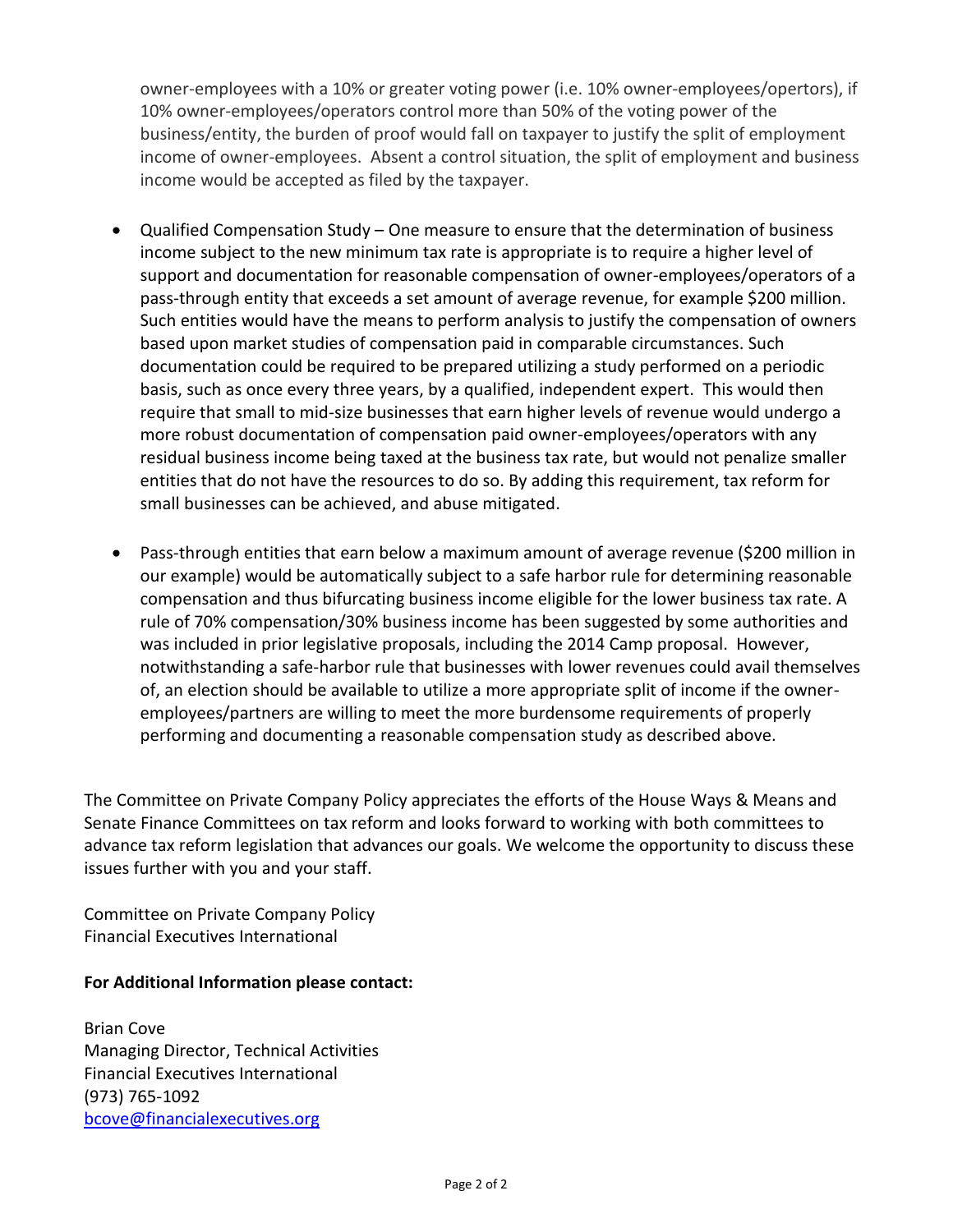owner-employees with a 10% or greater voting power (i.e. 10% owner-employees/opertors), if 10% owner-employees/operators control more than 50% of the voting power of the business/entity, the burden of proof would fall on taxpayer to justify the split of employment income of owner-employees. Absent a control situation, the split of employment and business income would be accepted as filed by the taxpayer.

- Qualified Compensation Study – One measure to ensure that the determination of business income subject to the new minimum tax rate is appropriate is to require a higher level of support and documentation for reasonable compensation of owner-employees/operators of a pass-through entity that exceeds a set amount of average revenue, for example $200 million. Such entities would have the means to perform analysis to justify the compensation of owners based upon market studies of compensation paid in comparable circumstances. Such documentation could be required to be prepared utilizing a study performed on a periodic basis, such as once every three years, by a qualified, independent expert. This would then require that small to mid-size businesses that earn higher levels of revenue would undergo a more robust documentation of compensation paid owner-employees/operators with any residual business income being taxed at the business tax rate, but would not penalize smaller entities that do not have the resources to do so. By adding this requirement, tax reform for small businesses can be achieved, and abuse mitigated.

- Pass-through entities that earn below a maximum amount of average revenue ($200 million in our example) would be automatically subject to a safe harbor rule for determining reasonable compensation and thus bifurcating business income eligible for the lower business tax rate. A rule of 70% compensation/30% business income has been suggested by some authorities and was included in prior legislative proposals, including the 2014 Camp proposal. However, notwithstanding a safe-harbor rule that businesses with lower revenues could avail themselves of, an election should be available to utilize a more appropriate split of income if the owner-employees/partners are willing to meet the more burdensome requirements of properly performing and documenting a reasonable compensation study as described above.

The Committee on Private Company Policy appreciates the efforts of the House Ways & Means and Senate Finance Committees on tax reform and looks forward to working with both committees to advance tax reform legislation that advances our goals. We welcome the opportunity to discuss these issues further with you and your staff.

Committee on Private Company Policy
Financial Executives International

**For Additional Information please contact:**

Brian Cove
Managing Director, Technical Activities
Financial Executives International
(973) 765-1092
bcove@financialexecutives.org